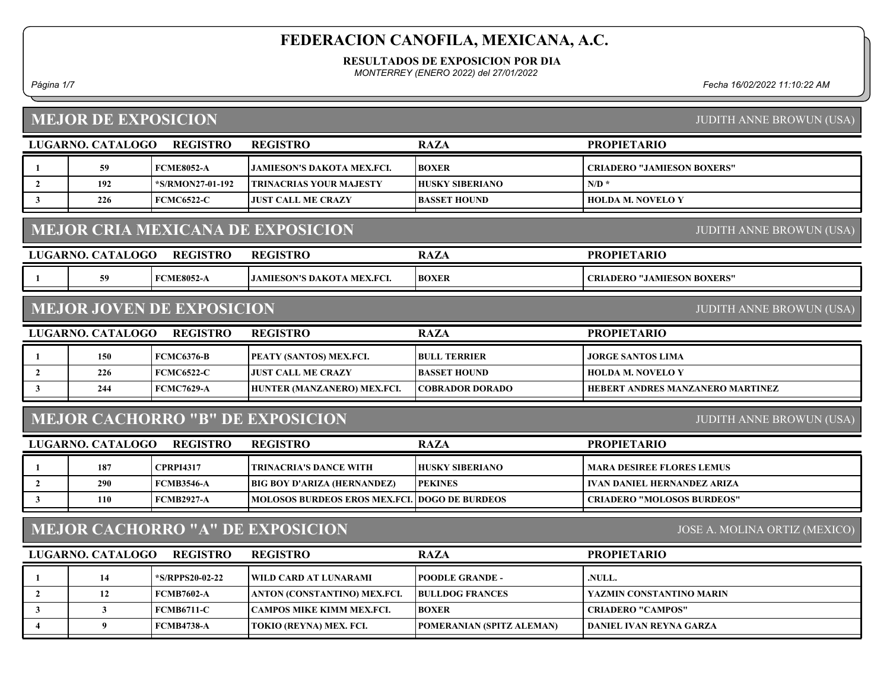# FEDERACION CANOFILA, MEXICANA, A.C.

**RESULTADOS DE EXPOSICION POR DIA**

*MONTERREY (ENERO 2022) del 27/01/2022*

*Fecha 16/02/2022 11:10:22 AM*

## MEJOR DE EXPOSICION

JUDITH ANNE BROWUN (USA)

| LUGAR | NO. CATALOGO | REGISTRO | REGISTRO | RAZA | PROPIETARIO |
|---|---|---|---|---|---|
| 1 | 59 | FCME8052-A | JAMIESON'S DAKOTA MEX.FCI. | BOXER | CRIADERO "JAMIESON BOXERS" |
| 2 | 192 | *S/RMON27-01-192 | TRINACRIAS YOUR MAJESTY | HUSKY SIBERIANO | N/D * |
| 3 | 226 | FCMC6522-C | JUST CALL ME CRAZY | BASSET HOUND | HOLDA M. NOVELO Y |

## MEJOR CRIA MEXICANA DE EXPOSICION

JUDITH ANNE BROWUN (USA)

| LUGAR | NO. CATALOGO | REGISTRO | REGISTRO | RAZA | PROPIETARIO |
|---|---|---|---|---|---|
| 1 | 59 | FCME8052-A | JAMIESON'S DAKOTA MEX.FCI. | BOXER | CRIADERO "JAMIESON BOXERS" |

## MEJOR JOVEN DE EXPOSICION

JUDITH ANNE BROWUN (USA)

| LUGAR | NO. CATALOGO | REGISTRO | REGISTRO | RAZA | PROPIETARIO |
|---|---|---|---|---|---|
| 1 | 150 | FCMC6376-B | PEATY (SANTOS) MEX.FCI. | BULL TERRIER | JORGE SANTOS LIMA |
| 2 | 226 | FCMC6522-C | JUST CALL ME CRAZY | BASSET HOUND | HOLDA M. NOVELO Y |
| 3 | 244 | FCMC7629-A | HUNTER (MANZANERO) MEX.FCI. | COBRADOR DORADO | HEBERT ANDRES MANZANERO MARTINEZ |

## MEJOR CACHORRO "B" DE EXPOSICION

JUDITH ANNE BROWUN (USA)

| LUGAR | NO. CATALOGO | REGISTRO | REGISTRO | RAZA | PROPIETARIO |
|---|---|---|---|---|---|
| 1 | 187 | CPRPI4317 | TRINACRIA'S DANCE WITH | HUSKY SIBERIANO | MARA DESIREE FLORES LEMUS |
| 2 | 290 | FCMB3546-A | BIG BOY D'ARIZA (HERNANDEZ) | PEKINES | IVAN DANIEL HERNANDEZ ARIZA |
| 3 | 110 | FCMB2927-A | MOLOSOS BURDEOS EROS MEX.FCI. | DOGO DE BURDEOS | CRIADERO "MOLOSOS BURDEOS" |

## MEJOR CACHORRO "A" DE EXPOSICION

JOSE A. MOLINA ORTIZ (MEXICO)

| LUGAR | NO. CATALOGO | REGISTRO | REGISTRO | RAZA | PROPIETARIO |
|---|---|---|---|---|---|
| 1 | 14 | *S/RPPS20-02-22 | WILD CARD AT LUNARAMI | POODLE GRANDE - | .NULL. |
| 2 | 12 | FCMB7602-A | ANTON (CONSTANTINO) MEX.FCI. | BULLDOG FRANCES | YAZMIN CONSTANTINO MARIN |
| 3 | 3 | FCMB6711-C | CAMPOS MIKE KIMM MEX.FCI. | BOXER | CRIADERO "CAMPOS" |
| 4 | 9 | FCMB4738-A | TOKIO (REYNA) MEX. FCI. | POMERANIAN (SPITZ ALEMAN) | DANIEL IVAN REYNA GARZA |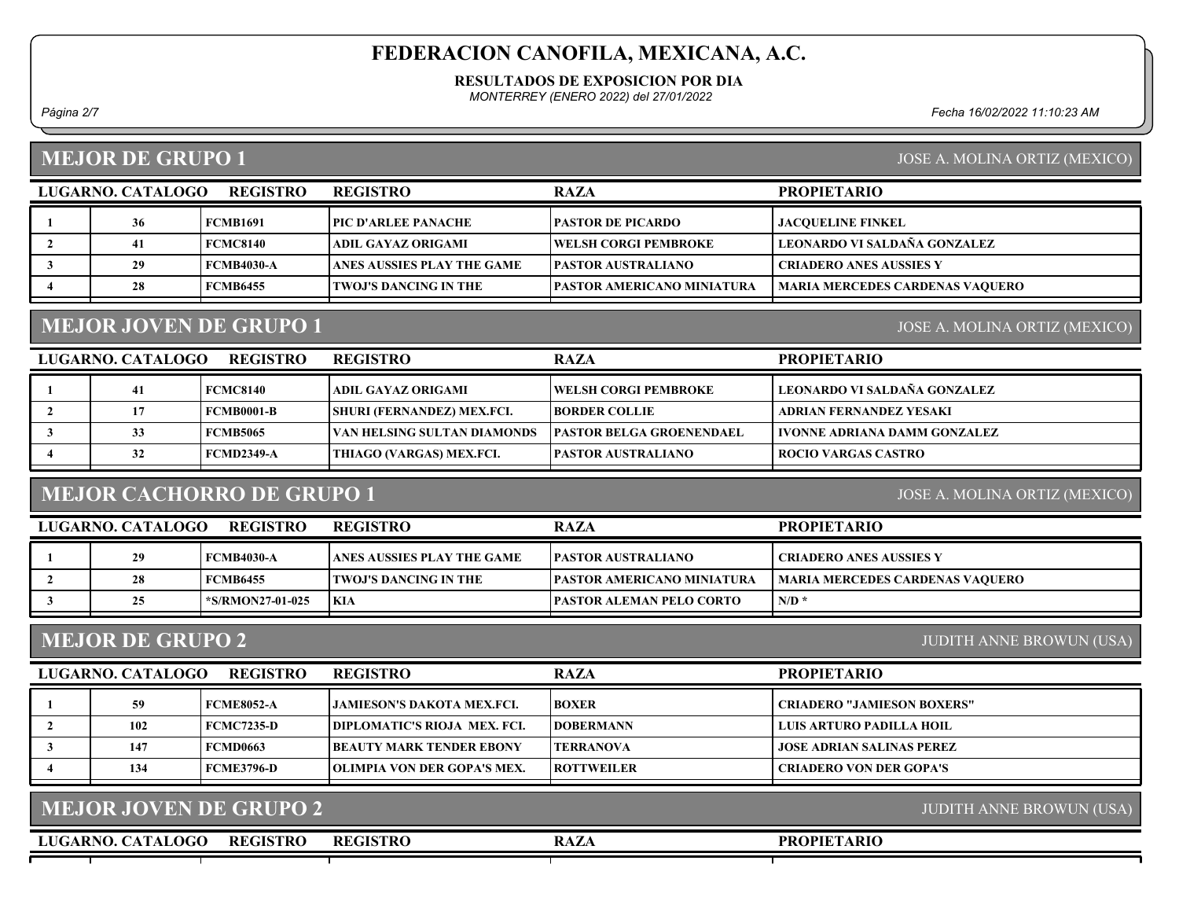# FEDERACION CANOFILA, MEXICANA, A.C.

**RESULTADOS DE EXPOSICION POR DIA**

*MONTERREY (ENERO 2022) del 27/01/2022*

*Fecha 16/02/2022 11:10:23 AM*

## MEJOR DE GRUPO 1

JOSE A. MOLINA ORTIZ (MEXICO)

| LUGAR | NO. CATALOGO | REGISTRO | REGISTRO | RAZA | PROPIETARIO |
|---|---|---|---|---|---|
| 1 | 36 | FCMB1691 | PIC D'ARLEE PANACHE | PASTOR DE PICARDO | JACQUELINE FINKEL |
| 2 | 41 | FCMC8140 | ADIL GAYAZ ORIGAMI | WELSH CORGI PEMBROKE | LEONARDO VI SALDAÑA GONZALEZ |
| 3 | 29 | FCMB4030-A | ANES AUSSIES PLAY THE GAME | PASTOR AUSTRALIANO | CRIADERO ANES AUSSIES Y |
| 4 | 28 | FCMB6455 | TWOJ'S DANCING IN THE | PASTOR AMERICANO MINIATURA | MARIA MERCEDES CARDENAS VAQUERO |

## MEJOR JOVEN DE GRUPO 1

JOSE A. MOLINA ORTIZ (MEXICO)

| LUGAR | NO. CATALOGO | REGISTRO | REGISTRO | RAZA | PROPIETARIO |
|---|---|---|---|---|---|
| 1 | 41 | FCMC8140 | ADIL GAYAZ ORIGAMI | WELSH CORGI PEMBROKE | LEONARDO VI SALDAÑA GONZALEZ |
| 2 | 17 | FCMB0001-B | SHURI (FERNANDEZ) MEX.FCI. | BORDER COLLIE | ADRIAN FERNANDEZ YESAKI |
| 3 | 33 | FCMB5065 | VAN HELSING SULTAN DIAMONDS | PASTOR BELGA GROENENDAEL | IVONNE ADRIANA DAMM GONZALEZ |
| 4 | 32 | FCMD2349-A | THIAGO (VARGAS) MEX.FCI. | PASTOR AUSTRALIANO | ROCIO VARGAS CASTRO |

## MEJOR CACHORRO DE GRUPO 1

JOSE A. MOLINA ORTIZ (MEXICO)

| LUGAR | NO. CATALOGO | REGISTRO | REGISTRO | RAZA | PROPIETARIO |
|---|---|---|---|---|---|
| 1 | 29 | FCMB4030-A | ANES AUSSIES PLAY THE GAME | PASTOR AUSTRALIANO | CRIADERO ANES AUSSIES Y |
| 2 | 28 | FCMB6455 | TWOJ'S DANCING IN THE | PASTOR AMERICANO MINIATURA | MARIA MERCEDES CARDENAS VAQUERO |
| 3 | 25 | *S/RMON27-01-025 | KIA | PASTOR ALEMAN PELO CORTO | N/D * |

## MEJOR DE GRUPO 2

JUDITH ANNE BROWUN (USA)

| LUGAR | NO. CATALOGO | REGISTRO | REGISTRO | RAZA | PROPIETARIO |
|---|---|---|---|---|---|
| 1 | 59 | FCME8052-A | JAMIESON'S DAKOTA MEX.FCI. | BOXER | CRIADERO "JAMIESON BOXERS" |
| 2 | 102 | FCMC7235-D | DIPLOMATIC'S RIOJA MEX. FCI. | DOBERMANN | LUIS ARTURO PADILLA HOIL |
| 3 | 147 | FCMD0663 | BEAUTY MARK TENDER EBONY | TERRANOVA | JOSE ADRIAN SALINAS PEREZ |
| 4 | 134 | FCME3796-D | OLIMPIA VON DER GOPA'S MEX. | ROTTWEILER | CRIADERO VON DER GOPA'S |

## MEJOR JOVEN DE GRUPO 2

JUDITH ANNE BROWUN (USA)

| LUGAR | NO. CATALOGO | REGISTRO | REGISTRO | RAZA | PROPIETARIO |
|---|---|---|---|---|---|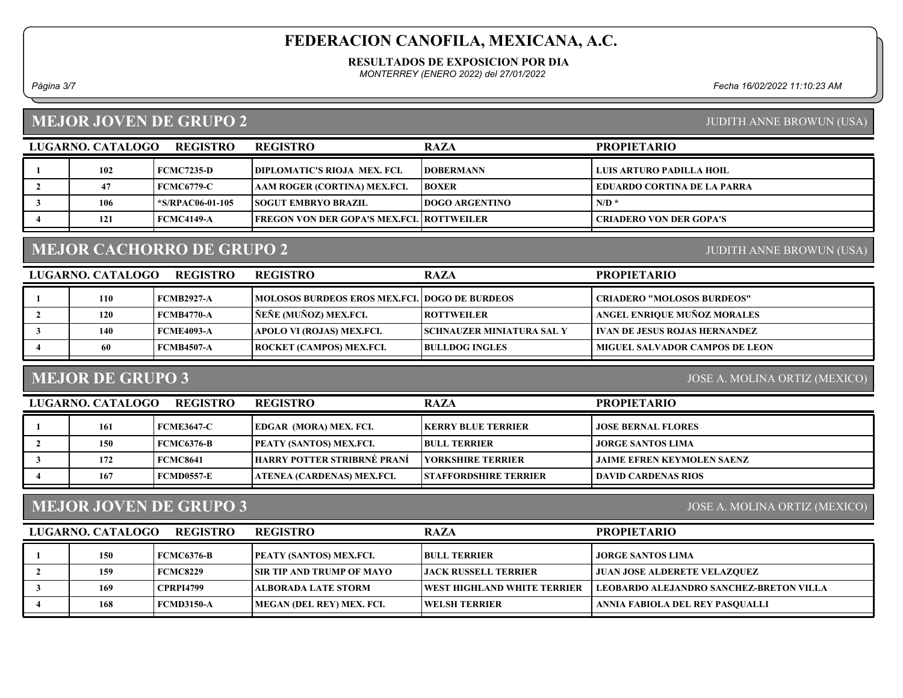# FEDERACION CANOFILA, MEXICANA, A.C.

**RESULTADOS DE EXPOSICION POR DIA**

*MONTERREY (ENERO 2022) del 27/01/2022*

*Fecha 16/02/2022 11:10:23 AM*

## MEJOR JOVEN DE GRUPO 2

JUDITH ANNE BROWUN (USA)

| LUGAR | NO. CATALOGO | REGISTRO | REGISTRO | RAZA | PROPIETARIO |
|---|---|---|---|---|---|
| 1 | 102 | FCMC7235-D | DIPLOMATIC'S RIOJA MEX. FCI. | DOBERMANN | LUIS ARTURO PADILLA HOIL |
| 2 | 47 | FCMC6779-C | AAM ROGER (CORTINA) MEX.FCI. | BOXER | EDUARDO CORTINA DE LA PARRA |
| 3 | 106 | *S/RPAC06-01-105 | SOGUT EMBRYO BRAZIL | DOGO ARGENTINO | N/D * |
| 4 | 121 | FCMC4149-A | FREGON VON DER GOPA'S MEX.FCI. | ROTTWEILER | CRIADERO VON DER GOPA'S |

## MEJOR CACHORRO DE GRUPO 2

JUDITH ANNE BROWUN (USA)

| LUGAR | NO. CATALOGO | REGISTRO | REGISTRO | RAZA | PROPIETARIO |
|---|---|---|---|---|---|
| 1 | 110 | FCMB2927-A | MOLOSOS BURDEOS EROS MEX.FCI. | DOGO DE BURDEOS | CRIADERO "MOLOSOS BURDEOS" |
| 2 | 120 | FCMB4770-A | ÑEÑE (MUÑOZ) MEX.FCI. | ROTTWEILER | ANGEL ENRIQUE MUÑOZ MORALES |
| 3 | 140 | FCME4093-A | APOLO VI (ROJAS) MEX.FCI. | SCHNAUZER MINIATURA SAL Y | IVAN DE JESUS ROJAS HERNANDEZ |
| 4 | 60 | FCMB4507-A | ROCKET (CAMPOS) MEX.FCI. | BULLDOG INGLES | MIGUEL SALVADOR CAMPOS DE LEON |

## MEJOR DE GRUPO 3

JOSE A. MOLINA ORTIZ (MEXICO)

| LUGAR | NO. CATALOGO | REGISTRO | REGISTRO | RAZA | PROPIETARIO |
|---|---|---|---|---|---|
| 1 | 161 | FCME3647-C | EDGAR (MORA) MEX. FCI. | KERRY BLUE TERRIER | JOSE BERNAL FLORES |
| 2 | 150 | FCMC6376-B | PEATY (SANTOS) MEX.FCI. | BULL TERRIER | JORGE SANTOS LIMA |
| 3 | 172 | FCMC8641 | HARRY POTTER STRIBRNÉ PRANÍ | YORKSHIRE TERRIER | JAIME EFREN KEYMOLEN SAENZ |
| 4 | 167 | FCMD0557-E | ATENEA (CARDENAS) MEX.FCI. | STAFFORDSHIRE TERRIER | DAVID CARDENAS RIOS |

## MEJOR JOVEN DE GRUPO 3

JOSE A. MOLINA ORTIZ (MEXICO)

| LUGAR | NO. CATALOGO | REGISTRO | REGISTRO | RAZA | PROPIETARIO |
|---|---|---|---|---|---|
| 1 | 150 | FCMC6376-B | PEATY (SANTOS) MEX.FCI. | BULL TERRIER | JORGE SANTOS LIMA |
| 2 | 159 | FCMC8229 | SIR TIP AND TRUMP OF MAYO | JACK RUSSELL TERRIER | JUAN JOSE ALDERETE VELAZQUEZ |
| 3 | 169 | CPRPI4799 | ALBORADA LATE STORM | WEST HIGHLAND WHITE TERRIER | LEOBARDO ALEJANDRO SANCHEZ-BRETON VILLA |
| 4 | 168 | FCMD3150-A | MEGAN (DEL REY) MEX. FCI. | WELSH TERRIER | ANNIA FABIOLA DEL REY PASQUALLI |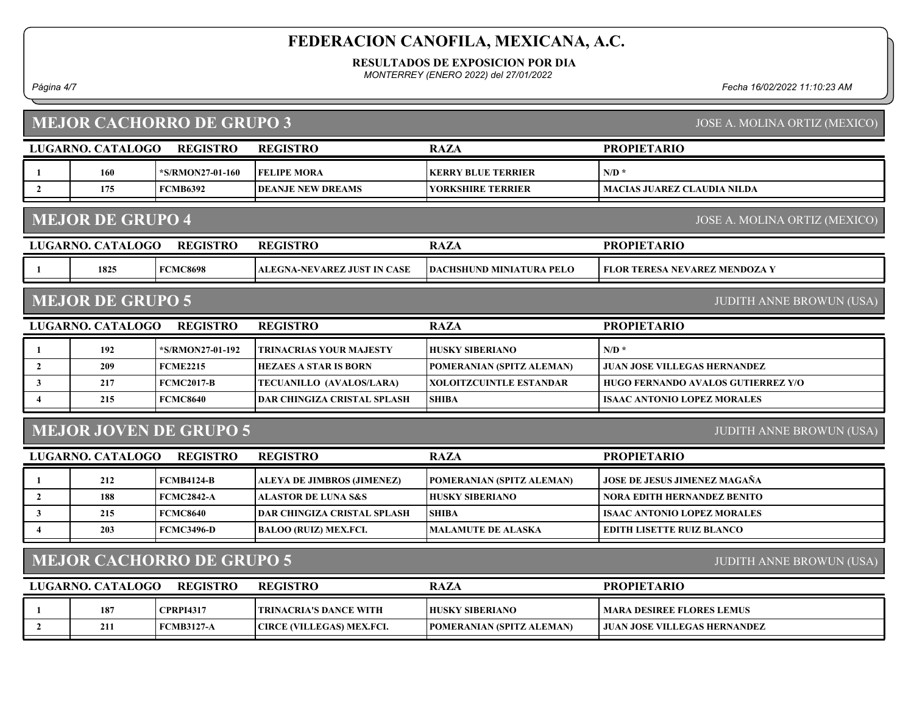# FEDERACION CANOFILA, MEXICANA, A.C.

**RESULTADOS DE EXPOSICION POR DIA**

*MONTERREY (ENERO 2022) del 27/01/2022*

*Fecha 16/02/2022 11:10:23 AM*

## MEJOR CACHORRO DE GRUPO 3

JOSE A. MOLINA ORTIZ (MEXICO)

| LUGAR | NO. CATALOGO | REGISTRO | REGISTRO | RAZA | PROPIETARIO |
|---|---|---|---|---|---|
| 1 | 160 | *S/RMON27-01-160 | FELIPE MORA | KERRY BLUE TERRIER | N/D * |
| 2 | 175 | FCMB6392 | DEANJE NEW DREAMS | YORKSHIRE TERRIER | MACIAS JUAREZ CLAUDIA NILDA |

## MEJOR DE GRUPO 4

JOSE A. MOLINA ORTIZ (MEXICO)

| LUGAR | NO. CATALOGO | REGISTRO | REGISTRO | RAZA | PROPIETARIO |
|---|---|---|---|---|---|
| 1 | 1825 | FCMC8698 | ALEGNA-NEVAREZ JUST IN CASE | DACHSHUND MINIATURA PELO | FLOR TERESA NEVAREZ MENDOZA Y |

## MEJOR DE GRUPO 5

JUDITH ANNE BROWUN (USA)

| LUGAR | NO. CATALOGO | REGISTRO | REGISTRO | RAZA | PROPIETARIO |
|---|---|---|---|---|---|
| 1 | 192 | *S/RMON27-01-192 | TRINACRIAS YOUR MAJESTY | HUSKY SIBERIANO | N/D * |
| 2 | 209 | FCME2215 | HEZAES A STAR IS BORN | POMERANIAN (SPITZ ALEMAN) | JUAN JOSE VILLEGAS HERNANDEZ |
| 3 | 217 | FCMC2017-B | TECUANILLO (AVALOS/LARA) | XOLOITZCUINTLE ESTANDAR | HUGO FERNANDO AVALOS GUTIERREZ Y/O |
| 4 | 215 | FCMC8640 | DAR CHINGIZA CRISTAL SPLASH | SHIBA | ISAAC ANTONIO LOPEZ MORALES |

## MEJOR JOVEN DE GRUPO 5

JUDITH ANNE BROWUN (USA)

| LUGAR | NO. CATALOGO | REGISTRO | REGISTRO | RAZA | PROPIETARIO |
|---|---|---|---|---|---|
| 1 | 212 | FCMB4124-B | ALEYA DE JIMBROS (JIMENEZ) | POMERANIAN (SPITZ ALEMAN) | JOSE DE JESUS JIMENEZ MAGAÑA |
| 2 | 188 | FCMC2842-A | ALASTOR DE LUNA S&S | HUSKY SIBERIANO | NORA EDITH HERNANDEZ BENITO |
| 3 | 215 | FCMC8640 | DAR CHINGIZA CRISTAL SPLASH | SHIBA | ISAAC ANTONIO LOPEZ MORALES |
| 4 | 203 | FCMC3496-D | BALOO (RUIZ) MEX.FCI. | MALAMUTE DE ALASKA | EDITH LISETTE RUIZ BLANCO |

## MEJOR CACHORRO DE GRUPO 5

JUDITH ANNE BROWUN (USA)

| LUGAR | NO. CATALOGO | REGISTRO | REGISTRO | RAZA | PROPIETARIO |
|---|---|---|---|---|---|
| 1 | 187 | CPRPI4317 | TRINACRIA'S DANCE WITH | HUSKY SIBERIANO | MARA DESIREE FLORES LEMUS |
| 2 | 211 | FCMB3127-A | CIRCE (VILLEGAS) MEX.FCI. | POMERANIAN (SPITZ ALEMAN) | JUAN JOSE VILLEGAS HERNANDEZ |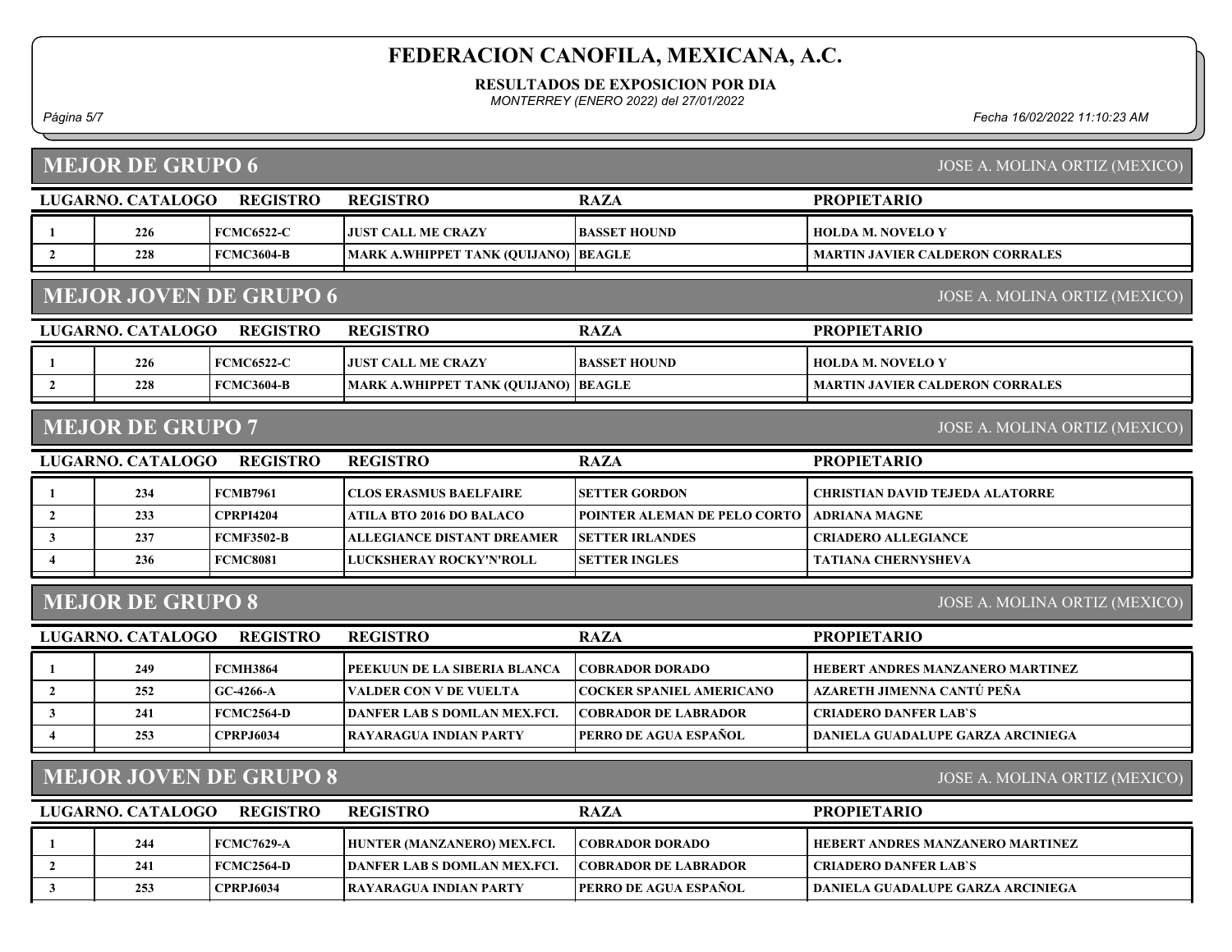# FEDERACION CANOFILA, MEXICANA, A.C.

**RESULTADOS DE EXPOSICION POR DIA**

*MONTERREY (ENERO 2022) del 27/01/2022*

*Página 5/7* *Fecha 16/02/2022 11:10:23 AM*

## MEJOR DE GRUPO 6

JOSE A. MOLINA ORTIZ (MEXICO)

| LUGAR | NO. CATALOGO | REGISTRO | REGISTRO | RAZA | PROPIETARIO |
|---|---|---|---|---|---|
| 1 | 226 | FCMC6522-C | JUST CALL ME CRAZY | BASSET HOUND | HOLDA M. NOVELO Y |
| 2 | 228 | FCMC3604-B | MARK A.WHIPPET TANK (QUIJANO) | BEAGLE | MARTIN JAVIER CALDERON CORRALES |

## MEJOR JOVEN DE GRUPO 6

JOSE A. MOLINA ORTIZ (MEXICO)

| LUGAR | NO. CATALOGO | REGISTRO | REGISTRO | RAZA | PROPIETARIO |
|---|---|---|---|---|---|
| 1 | 226 | FCMC6522-C | JUST CALL ME CRAZY | BASSET HOUND | HOLDA M. NOVELO Y |
| 2 | 228 | FCMC3604-B | MARK A.WHIPPET TANK (QUIJANO) | BEAGLE | MARTIN JAVIER CALDERON CORRALES |

## MEJOR DE GRUPO 7

JOSE A. MOLINA ORTIZ (MEXICO)

| LUGAR | NO. CATALOGO | REGISTRO | REGISTRO | RAZA | PROPIETARIO |
|---|---|---|---|---|---|
| 1 | 234 | FCMB7961 | CLOS ERASMUS BAELFAIRE | SETTER GORDON | CHRISTIAN DAVID TEJEDA ALATORRE |
| 2 | 233 | CPRPI4204 | ATILA BTO 2016 DO BALACO | POINTER ALEMAN DE PELO CORTO | ADRIANA MAGNE |
| 3 | 237 | FCMF3502-B | ALLEGIANCE DISTANT DREAMER | SETTER IRLANDES | CRIADERO ALLEGIANCE |
| 4 | 236 | FCMC8081 | LUCKSHERAY ROCKY'N'ROLL | SETTER INGLES | TATIANA CHERNYSHEVA |

## MEJOR DE GRUPO 8

JOSE A. MOLINA ORTIZ (MEXICO)

| LUGAR | NO. CATALOGO | REGISTRO | REGISTRO | RAZA | PROPIETARIO |
|---|---|---|---|---|---|
| 1 | 249 | FCMH3864 | PEEKUUN DE LA SIBERIA BLANCA | COBRADOR DORADO | HEBERT ANDRES MANZANERO MARTINEZ |
| 2 | 252 | GC-4266-A | VALDER CON V DE VUELTA | COCKER SPANIEL AMERICANO | AZARETH JIMENNA CANTÚ PEÑA |
| 3 | 241 | FCMC2564-D | DANFER LAB S DOMLAN MEX.FCI. | COBRADOR DE LABRADOR | CRIADERO DANFER LAB`S |
| 4 | 253 | CPRPJ6034 | RAYARAGUA INDIAN PARTY | PERRO DE AGUA ESPAÑOL | DANIELA GUADALUPE GARZA ARCINIEGA |

## MEJOR JOVEN DE GRUPO 8

JOSE A. MOLINA ORTIZ (MEXICO)

| LUGAR | NO. CATALOGO | REGISTRO | REGISTRO | RAZA | PROPIETARIO |
|---|---|---|---|---|---|
| 1 | 244 | FCMC7629-A | HUNTER (MANZANERO) MEX.FCI. | COBRADOR DORADO | HEBERT ANDRES MANZANERO MARTINEZ |
| 2 | 241 | FCMC2564-D | DANFER LAB S DOMLAN MEX.FCI. | COBRADOR DE LABRADOR | CRIADERO DANFER LAB`S |
| 3 | 253 | CPRPJ6034 | RAYARAGUA INDIAN PARTY | PERRO DE AGUA ESPAÑOL | DANIELA GUADALUPE GARZA ARCINIEGA |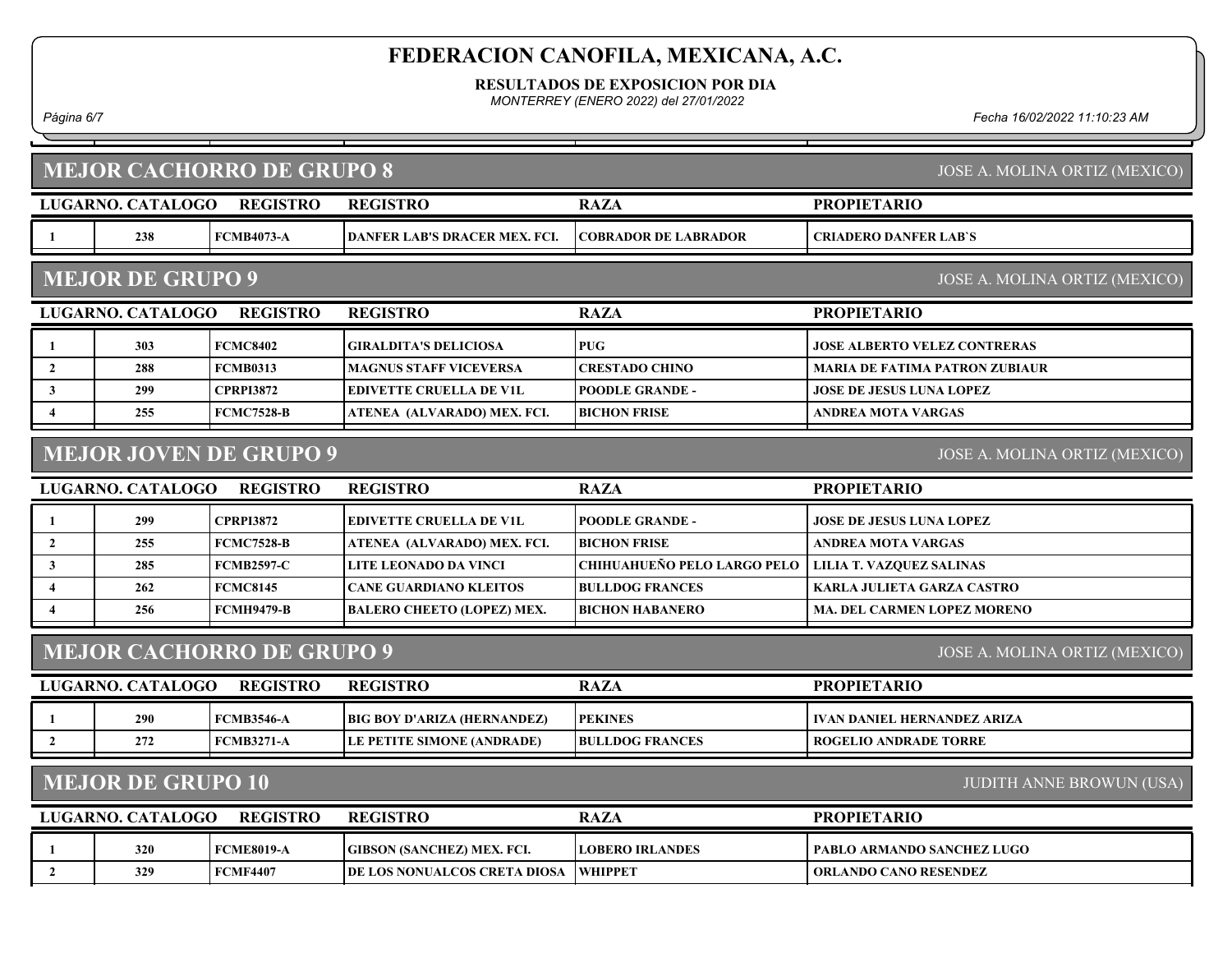# FEDERACION CANOFILA, MEXICANA, A.C.

**RESULTADOS DE EXPOSICION POR DIA**

*MONTERREY (ENERO 2022) del 27/01/2022*

## MEJOR CACHORRO DE GRUPO 8

JOSE A. MOLINA ORTIZ (MEXICO)

| LUGAR | NO. CATALOGO | REGISTRO | REGISTRO | RAZA | PROPIETARIO |
|---|---|---|---|---|---|
| 1 | 238 | FCMB4073-A | DANFER LAB'S DRACER MEX. FCI. | COBRADOR DE LABRADOR | CRIADERO DANFER LAB`S |

## MEJOR DE GRUPO 9

JOSE A. MOLINA ORTIZ (MEXICO)

| LUGAR | NO. CATALOGO | REGISTRO | REGISTRO | RAZA | PROPIETARIO |
|---|---|---|---|---|---|
| 1 | 303 | FCMC8402 | GIRALDITA'S DELICIOSA | PUG | JOSE ALBERTO VELEZ CONTRERAS |
| 2 | 288 | FCMB0313 | MAGNUS STAFF VICEVERSA | CRESTADO CHINO | MARIA DE FATIMA PATRON ZUBIAUR |
| 3 | 299 | CPRPI3872 | EDIVETTE CRUELLA DE V1L | POODLE GRANDE - | JOSE DE JESUS LUNA LOPEZ |
| 4 | 255 | FCMC7528-B | ATENEA (ALVARADO) MEX. FCI. | BICHON FRISE | ANDREA MOTA VARGAS |

## MEJOR JOVEN DE GRUPO 9

JOSE A. MOLINA ORTIZ (MEXICO)

| LUGAR | NO. CATALOGO | REGISTRO | REGISTRO | RAZA | PROPIETARIO |
|---|---|---|---|---|---|
| 1 | 299 | CPRPI3872 | EDIVETTE CRUELLA DE V1L | POODLE GRANDE - | JOSE DE JESUS LUNA LOPEZ |
| 2 | 255 | FCMC7528-B | ATENEA (ALVARADO) MEX. FCI. | BICHON FRISE | ANDREA MOTA VARGAS |
| 3 | 285 | FCMB2597-C | LITE LEONADO DA VINCI | CHIHUAHUEÑO PELO LARGO PELO | LILIA T. VAZQUEZ SALINAS |
| 4 | 262 | FCMC8145 | CANE GUARDIANO KLEITOS | BULLDOG FRANCES | KARLA JULIETA GARZA CASTRO |
| 4 | 256 | FCMH9479-B | BALERO CHEETO (LOPEZ) MEX. | BICHON HABANERO | MA. DEL CARMEN LOPEZ MORENO |

## MEJOR CACHORRO DE GRUPO 9

JOSE A. MOLINA ORTIZ (MEXICO)

| LUGAR | NO. CATALOGO | REGISTRO | REGISTRO | RAZA | PROPIETARIO |
|---|---|---|---|---|---|
| 1 | 290 | FCMB3546-A | BIG BOY D'ARIZA (HERNANDEZ) | PEKINES | IVAN DANIEL HERNANDEZ ARIZA |
| 2 | 272 | FCMB3271-A | LE PETITE SIMONE (ANDRADE) | BULLDOG FRANCES | ROGELIO ANDRADE TORRE |

## MEJOR DE GRUPO 10

JUDITH ANNE BROWUN (USA)

| LUGAR | NO. CATALOGO | REGISTRO | REGISTRO | RAZA | PROPIETARIO |
|---|---|---|---|---|---|
| 1 | 320 | FCME8019-A | GIBSON (SANCHEZ) MEX. FCI. | LOBERO IRLANDES | PABLO ARMANDO SANCHEZ LUGO |
| 2 | 329 | FCMF4407 | DE LOS NONUALCOS CRETA DIOSA | WHIPPET | ORLANDO CANO RESENDEZ |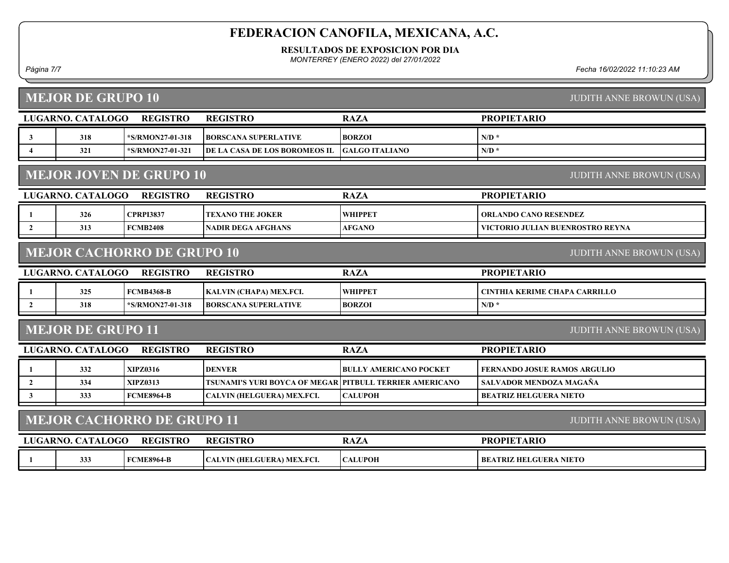# FEDERACION CANOFILA, MEXICANA, A.C.

**RESULTADOS DE EXPOSICION POR DIA**

*MONTERREY (ENERO 2022) del 27/01/2022*

*Fecha 16/02/2022 11:10:23 AM*

## MEJOR DE GRUPO 10

JUDITH ANNE BROWUN (USA)

| LUGAR | NO. CATALOGO | REGISTRO | REGISTRO | RAZA | PROPIETARIO |
|---|---|---|---|---|---|
| 3 | 318 | *S/RMON27-01-318 | BORSCANA SUPERLATIVE | BORZOI | N/D * |
| 4 | 321 | *S/RMON27-01-321 | DE LA CASA DE LOS BOROMEOS IL | GALGO ITALIANO | N/D * |

## MEJOR JOVEN DE GRUPO 10

JUDITH ANNE BROWUN (USA)

| LUGAR | NO. CATALOGO | REGISTRO | REGISTRO | RAZA | PROPIETARIO |
|---|---|---|---|---|---|
| 1 | 326 | CPRPI3837 | TEXANO THE JOKER | WHIPPET | ORLANDO CANO RESENDEZ |
| 2 | 313 | FCMB2408 | NADIR DEGA AFGHANS | AFGANO | VICTORIO JULIAN BUENROSTRO REYNA |

## MEJOR CACHORRO DE GRUPO 10

JUDITH ANNE BROWUN (USA)

| LUGAR | NO. CATALOGO | REGISTRO | REGISTRO | RAZA | PROPIETARIO |
|---|---|---|---|---|---|
| 1 | 325 | FCMB4368-B | KALVIN (CHAPA) MEX.FCI. | WHIPPET | CINTHIA KERIME CHAPA CARRILLO |
| 2 | 318 | *S/RMON27-01-318 | BORSCANA SUPERLATIVE | BORZOI | N/D * |

## MEJOR DE GRUPO 11

JUDITH ANNE BROWUN (USA)

| LUGAR | NO. CATALOGO | REGISTRO | REGISTRO | RAZA | PROPIETARIO |
|---|---|---|---|---|---|
| 1 | 332 | XIPZ0316 | DENVER | BULLY AMERICANO POCKET | FERNANDO JOSUE RAMOS ARGULIO |
| 2 | 334 | XIPZ0313 | TSUNAMI'S YURI BOYCA OF MEGAR | PITBULL TERRIER AMERICANO | SALVADOR MENDOZA MAGAÑA |
| 3 | 333 | FCME8964-B | CALVIN (HELGUERA) MEX.FCI. | CALUPOH | BEATRIZ HELGUERA NIETO |

## MEJOR CACHORRO DE GRUPO 11

JUDITH ANNE BROWUN (USA)

| LUGAR | NO. CATALOGO | REGISTRO | REGISTRO | RAZA | PROPIETARIO |
|---|---|---|---|---|---|
| 1 | 333 | FCME8964-B | CALVIN (HELGUERA) MEX.FCI. | CALUPOH | BEATRIZ HELGUERA NIETO |